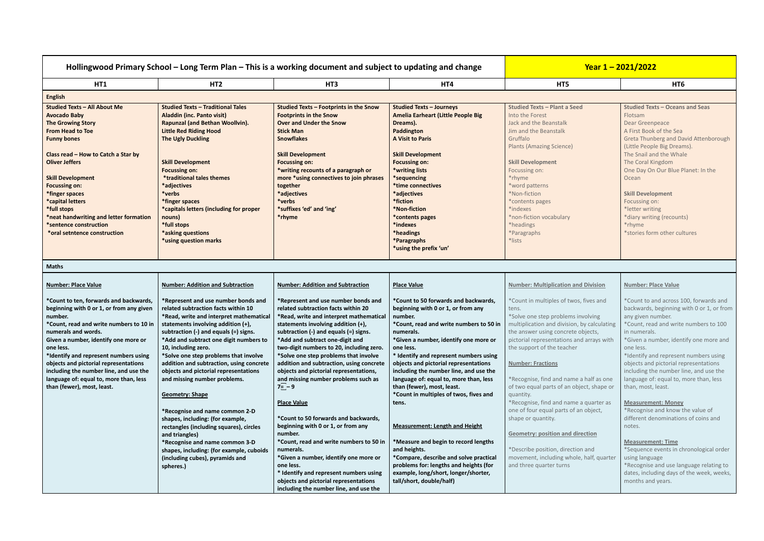| Hollingwood Primary School – Long Term Plan – This is a working document and subject to updating and change | | | | Year 1 – 2021/2022 | |
|---|---|---|---|---|---|
| **HT1** | **HT2** | **HT3** | **HT4** | **HT5** | **HT6** |
| **English** | | | | | |
| **Studied Texts – All About Me**<br>**Avocado Baby**<br>**The Growing Story**<br>**From Head to Toe**<br>**Funny bones**<br><br>**Class read – How to Catch a Star by Oliver Jeffers**<br><br>**Skill Development**<br>**Focussing on:**<br>**\*finger spaces**<br>**\*capital letters**<br>**\*full stops**<br>**\*neat handwriting and letter formation**<br>**\*sentence construction**<br>**\*oral setntence construction** | **Studied Texts – Traditional Tales**<br>**Aladdin (inc. Panto visit)**<br>**Rapunzal (and Bethan Woollvin).**<br>**Little Red Riding Hood**<br>**The Ugly Duckling**<br><br>**Skill Development**<br>**Focussing on:**<br>**\*traditional tales themes**<br>**\*adjectives**<br>**\*verbs**<br>**\*finger spaces**<br>**\*capitals letters (including for proper nouns)**<br>**\*full stops**<br>**\*asking questions**<br>**\*using question marks** | **Studied Texts – Footprints in the Snow**<br>**Footprints in the Snow**<br>**Over and Under the Snow**<br>**Stick Man**<br>**Snowflakes**<br><br>**Skill Development**<br>**Focussing on:**<br>**\*writing recounts of a paragraph or more \*using connectives to join phrases together**<br>**\*adjectives**<br>**\*verbs**<br>**\*suffixes 'ed' and 'ing'**<br>**\*rhyme** | **Studied Texts – Journeys**<br>**Amelia Earheart (Little People Big Dreams).**<br>**Paddington**<br>**A Visit to Paris**<br><br>**Skill Development**<br>**Focussing on:**<br>**\*writing lists**<br>**\*sequencing**<br>**\*time connectives**<br>**\*adjectives**<br>**\*fiction**<br>**\*Non-fiction**<br>**\*contents pages**<br>**\*indexes**<br>**\*headings**<br>**\*Paragraphs**<br>**\*using the prefix 'un'** | **Studied Texts – Plant a Seed**<br>Into the Forest<br>Jack and the Beanstalk<br>Jim and the Beanstalk<br>Gruffalo<br>Plants (Amazing Science)<br><br>**Skill Development**<br>Focussing on:<br>\*rhyme<br>\*word patterns<br>\*Non-fiction<br>\*contents pages<br>\*indexes<br>\*non-fiction vocabulary<br>\*headings<br>\*Paragraphs<br>\*lists | **Studied Texts – Oceans and Seas**<br>Flotsam<br>Dear Greenpeace<br>A First Book of the Sea<br>Greta Thunberg and David Attenborough (Little People Big Dreams).<br>The Snail and the Whale<br>The Coral Kingdom<br>One Day On Our Blue Planet: In the Ocean<br><br>**Skill Development**<br>Focussing on:<br>\*letter writing<br>\*diary writing (recounts)<br>\*rhyme<br>\*stories form other cultures |
| **Maths** | | | | | |
| **Number: Place Value**<br><br>**\*Count to ten, forwards and backwards, beginning with 0 or 1, or from any given number.**<br>**\*Count, read and write numbers to 10 in numerals and words.**<br>**Given a number, identify one more or one less.**<br>**\*Identify and represent numbers using objects and pictorial representations including the number line, and use the language of: equal to, more than, less than (fewer), most, least.** | **Number: Addition and Subtraction**<br><br>**\*Represent and use number bonds and related subtraction facts within 10**<br>**\*Read, write and interpret mathematical statements involving addition (+), subtraction (-) and equals (=) signs.**<br>**\*Add and subtract one digit numbers to 10, including zero.**<br>**\*Solve one step problems that involve addition and subtraction, using concrete objects and pictorial representations and missing number problems.**<br><br>**Geometry: Shape**<br><br>**\*Recognise and name common 2-D shapes, including: (for example, rectangles (including squares), circles and triangles)**<br>**\*Recognise and name common 3-D shapes, including: (for example, cuboids (including cubes), pyramids and spheres.)** | **Number: Addition and Subtraction**<br><br>**\*Represent and use number bonds and related subtraction facts within 20**<br>**\*Read, write and interpret mathematical statements involving addition (+), subtraction (-) and equals (=) signs.**<br>**\*Add and subtract one-digit and two-digit numbers to 20, including zero.**<br>**\*Solve one step problems that involve addition and subtraction, using concrete objects and pictorial representations, and missing number problems such as 7= _ – 9**<br><br>**Place Value**<br><br>**\*Count to 50 forwards and backwards, beginning with 0 or 1, or from any number.**<br>**\*Count, read and write numbers to 50 in numerals.**<br>**\*Given a number, identify one more or one less.**<br>**\* Identify and represent numbers using objects and pictorial representations including the number line, and use the** | **Place Value**<br><br>**\*Count to 50 forwards and backwards, beginning with 0 or 1, or from any number.**<br>**\*Count, read and write numbers to 50 in numerals.**<br>**\*Given a number, identify one more or one less.**<br>**\* Identify and represent numbers using objects and pictorial representations including the number line, and use the language of: equal to, more than, less than (fewer), most, least.**<br>**\*Count in multiples of twos, fives and tens.**<br><br>**Measurement: Length and Height**<br><br>**\*Measure and begin to record lengths and heights.**<br>**\*Compare, describe and solve practical problems for: lengths and heights (for example, long/short, longer/shorter, tall/short, double/half)** | **Number: Multiplication and Division**<br><br>\*Count in multiples of twos, fives and tens.<br>\*Solve one step problems involving multiplication and division, by calculating the answer using concrete objects, pictorial representations and arrays with the support of the teacher<br><br>**Number: Fractions**<br><br>\*Recognise, find and name a half as one of two equal parts of an object, shape or quantity.<br>\*Recognise, find and name a quarter as one of four equal parts of an object, shape or quantity.<br><br>**Geometry: position and direction**<br><br>\*Describe position, direction and movement, including whole, half, quarter and three quarter turns | **Number: Place Value**<br><br>\*Count to and across 100, forwards and backwards, beginning with 0 or 1, or from any given number.<br>\*Count, read and write numbers to 100 in numerals.<br>\*Given a number, identify one more and one less.<br>\*Identify and represent numbers using objects and pictorial representations including the number line, and use the language of: equal to, more than, less than, most, least.<br><br>**Measurement: Money**<br>\*Recognise and know the value of different denominations of coins and notes.<br><br>**Measurement: Time**<br>\*Sequence events in chronological order using language<br>\*Recognise and use language relating to dates, including days of the week, weeks, months and years. |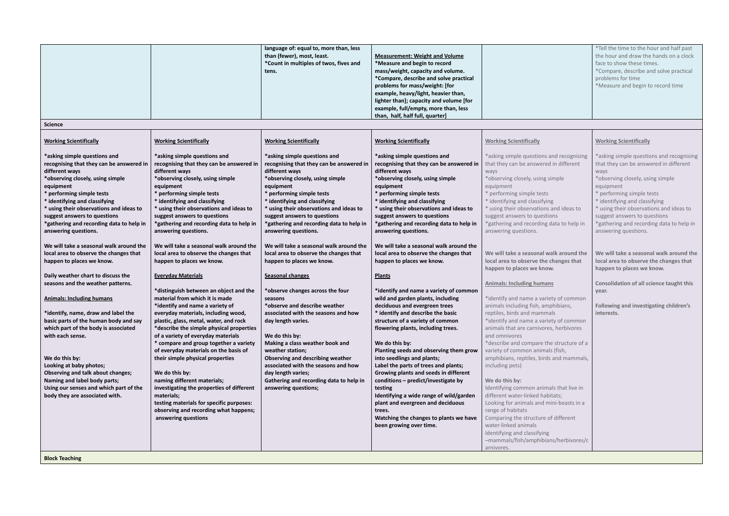| | | | | | |
|---|---|---|---|---|---|
| | | **language of: equal to, more than, less than (fewer), most, least.**<br>**\*Count in multiples of twos, fives and tens.** | **Measurement: Weight and Volume**<br>**\*Measure and begin to record mass/weight, capacity and volume.**<br>**\*Compare, describe and solve practical problems for mass/weight: [for example, heavy/light, heavier than, lighter than]; capacity and volume [for example, full/empty, more than, less than, half, half full, quarter]** | | \*Tell the time to the hour and half past the hour and draw the hands on a clock face to show these times.<br>\*Compare, describe and solve practical problems for time<br>\*Measure and begin to record time |
| **Science** | | | | | |
| **Working Scientifically**<br><br>**\*asking simple questions and recognising that they can be answered in different ways**<br>**\*observing closely, using simple equipment**<br>**\* performing simple tests**<br>**\* identifying and classifying**<br>**\* using their observations and ideas to suggest answers to questions**<br>**\*gathering and recording data to help in answering questions.**<br><br>**We will take a seasonal walk around the local area to observe the changes that happen to places we know.**<br><br>**Daily weather chart to discuss the seasons and the weather patterns.**<br><br>**Animals: Including humans**<br><br>**\*identify, name, draw and label the basic parts of the human body and say which part of the body is associated with each sense.**<br><br>**We do this by:**<br>**Looking at baby photos;**<br>**Observing and talk about changes;**<br>**Naming and label body parts;**<br>**Using our senses and which part of the body they are associated with.** | **Working Scientifically**<br><br>**\*asking simple questions and recognising that they can be answered in different ways**<br>**\*observing closely, using simple equipment**<br>**\* performing simple tests**<br>**\* identifying and classifying**<br>**\* using their observations and ideas to suggest answers to questions**<br>**\*gathering and recording data to help in answering questions.**<br><br>**We will take a seasonal walk around the local area to observe the changes that happen to places we know.**<br><br>**Everyday Materials**<br><br>**\*distinguish between an object and the material from which it is made**<br>**\*identify and name a variety of everyday materials, including wood, plastic, glass, metal, water, and rock**<br>**\*describe the simple physical properties of a variety of everyday materials**<br>**\* compare and group together a variety of everyday materials on the basis of their simple physical properties**<br><br>**We do this by:**<br>**naming different materials;**<br>**investigating the properties of different materials;**<br>**testing materials for specific purposes: observing and recording what happens; answering questions** | **Working Scientifically**<br><br>**\*asking simple questions and recognising that they can be answered in different ways**<br>**\*observing closely, using simple equipment**<br>**\* performing simple tests**<br>**\* identifying and classifying**<br>**\* using their observations and ideas to suggest answers to questions**<br>**\*gathering and recording data to help in answering questions.**<br><br>**We will take a seasonal walk around the local area to observe the changes that happen to places we know.**<br><br>**Seasonal changes**<br><br>**\*observe changes across the four seasons**<br>**\*observe and describe weather associated with the seasons and how day length varies.**<br><br>**We do this by:**<br>**Making a class weather book and weather station;**<br>**Observing and describing weather associated with the seasons and how day length varies;**<br>**Gathering and recording data to help in answering questions;** | **Working Scientifically**<br><br>**\*asking simple questions and recognising that they can be answered in different ways**<br>**\*observing closely, using simple equipment**<br>**\* performing simple tests**<br>**\* identifying and classifying**<br>**\* using their observations and ideas to suggest answers to questions**<br>**\*gathering and recording data to help in answering questions.**<br><br>**We will take a seasonal walk around the local area to observe the changes that happen to places we know.**<br><br>**Plants**<br><br>**\*identify and name a variety of common wild and garden plants, including deciduous and evergreen trees**<br>**\* identify and describe the basic structure of a variety of common flowering plants, including trees.**<br><br>**We do this by:**<br>**Planting seeds and observing them grow into seedlings and plants;**<br>**Label the parts of trees and plants;**<br>**Growing plants and seeds in different conditions – predict/investigate by testing**<br>**Identifying a wide range of wild/garden plant and evergreen and deciduous trees.**<br>**Watching the changes to plants we have been growing over time.** | **Working Scientifically**<br><br>\*asking simple questions and recognising that they can be answered in different ways<br>\*observing closely, using simple equipment<br>\* performing simple tests<br>\* identifying and classifying<br>\* using their observations and ideas to suggest answers to questions<br>\*gathering and recording data to help in answering questions.<br><br>**We will take a seasonal walk around the local area to observe the changes that happen to places we know.**<br><br>**Animals: Including humans**<br><br>\*identify and name a variety of common animals including fish, amphibians, reptiles, birds and mammals<br>\*identify and name a variety of common animals that are carnivores, herbivores and omnivores<br>\*describe and compare the structure of a variety of common animals (fish, amphibians, reptiles, birds and mammals, including pets)<br><br>We do this by:<br>Identifying common animals that live in different water-linked habitats;<br>Looking for animals and mini-beasts in a range of habitats<br>Comparing the structure of different water-linked animals<br>Identifying and classifying –mammals/fish/amphibians/herbivores/carnivores. | **Working Scientifically**<br><br>\*asking simple questions and recognising that they can be answered in different ways<br>\*observing closely, using simple equipment<br>\* performing simple tests<br>\* identifying and classifying<br>\* using their observations and ideas to suggest answers to questions<br>\*gathering and recording data to help in answering questions.<br><br>**We will take a seasonal walk around the local area to observe the changes that happen to places we know.**<br><br>**Consolidation of all science taught this year.**<br><br>**Following and investigating children's interests.** |
| **Block Teaching** | | | | | |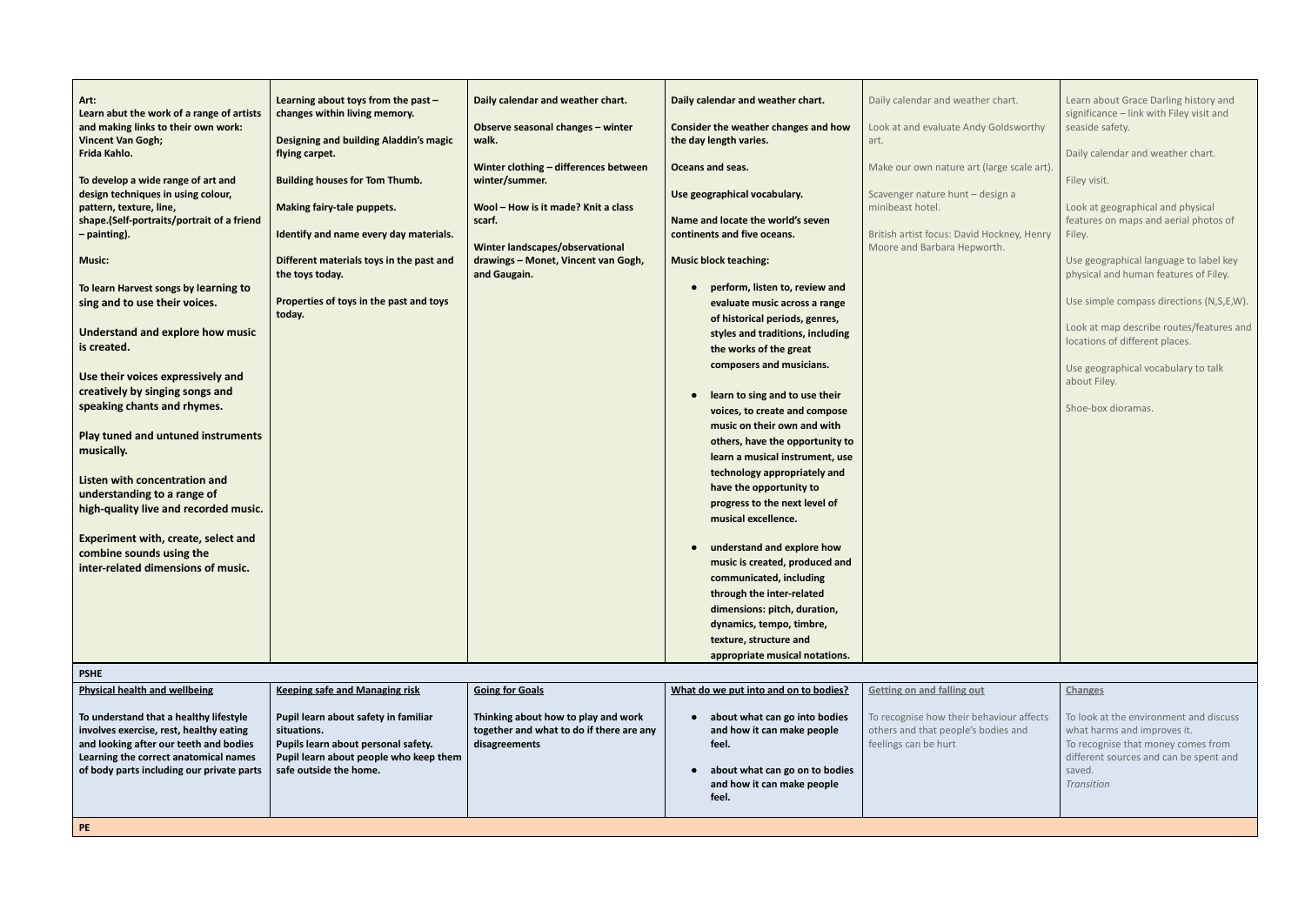| | | | | | |
|---|---|---|---|---|---|
| **Art:**<br>**Learn abut the work of a range of artists and making links to their own work:**<br>**Vincent Van Gogh;**<br>**Frida Kahlo.**<br><br>**To develop a wide range of art and design techniques in using colour, pattern, texture, line, shape.(Self-portraits/portrait of a friend – painting).**<br><br>**Music:**<br><br>**To learn Harvest songs by learning to sing and to use their voices.**<br><br>**Understand and explore how music is created.**<br><br>**Use their voices expressively and creatively by singing songs and speaking chants and rhymes.**<br><br>**Play tuned and untuned instruments musically.**<br><br>**Listen with concentration and understanding to a range of high-quality live and recorded music.**<br><br>**Experiment with, create, select and combine sounds using the inter-related dimensions of music.** | **Learning about toys from the past – changes within living memory.**<br><br>**Designing and building Aladdin's magic flying carpet.**<br><br>**Building houses for Tom Thumb.**<br><br>**Making fairy-tale puppets.**<br><br>**Identify and name every day materials.**<br><br>**Different materials toys in the past and the toys today.**<br><br>**Properties of toys in the past and toys today.** | **Daily calendar and weather chart.**<br><br>**Observe seasonal changes – winter walk.**<br><br>**Winter clothing – differences between winter/summer.**<br><br>**Wool – How is it made? Knit a class scarf.**<br><br>**Winter landscapes/observational drawings – Monet, Vincent van Gogh, and Gaugain.** | **Daily calendar and weather chart.**<br><br>**Consider the weather changes and how the day length varies.**<br><br>**Oceans and seas.**<br><br>**Use geographical vocabulary.**<br><br>**Name and locate the world's seven continents and five oceans.**<br><br>**Music block teaching:**<br><br>• **perform, listen to, review and evaluate music across a range of historical periods, genres, styles and traditions, including the works of the great composers and musicians.**<br><br>• **learn to sing and to use their voices, to create and compose music on their own and with others, have the opportunity to learn a musical instrument, use technology appropriately and have the opportunity to progress to the next level of musical excellence.**<br><br>• **understand and explore how music is created, produced and communicated, including through the inter-related dimensions: pitch, duration, dynamics, tempo, timbre, texture, structure and appropriate musical notations.** | Daily calendar and weather chart.<br><br>Look at and evaluate Andy Goldsworthy art.<br><br>Make our own nature art (large scale art).<br><br>Scavenger nature hunt – design a minibeast hotel.<br><br>British artist focus: David Hockney, Henry Moore and Barbara Hepworth. | Learn about Grace Darling history and significance – link with Filey visit and seaside safety.<br><br>Daily calendar and weather chart.<br><br>Filey visit.<br><br>Look at geographical and physical features on maps and aerial photos of Filey.<br><br>Use geographical language to label key physical and human features of Filey.<br><br>Use simple compass directions (N,S,E,W).<br><br>Look at map describe routes/features and locations of different places.<br><br>Use geographical vocabulary to talk about Filey.<br><br>Shoe-box dioramas. |
| **PSHE** | | | | | |
| **Physical health and wellbeing**<br><br>**To understand that a healthy lifestyle involves exercise, rest, healthy eating and looking after our teeth and bodies Learning the correct anatomical names of body parts including our private parts** | **Keeping safe and Managing risk**<br><br>**Pupil learn about safety in familiar situations.**<br>**Pupils learn about personal safety.**<br>**Pupil learn about people who keep them safe outside the home.** | **Going for Goals**<br><br>**Thinking about how to play and work together and what to do if there are any disagreements** | **What do we put into and on to bodies?**<br><br>• **about what can go into bodies and how it can make people feel.**<br><br>• **about what can go on to bodies and how it can make people feel.** | Getting on and falling out<br><br>To recognise how their behaviour affects others and that people's bodies and feelings can be hurt | Changes<br><br>To look at the environment and discuss what harms and improves it.<br>To recognise that money comes from different sources and can be spent and saved.<br>*Transition* |
| **PE** | | | | | |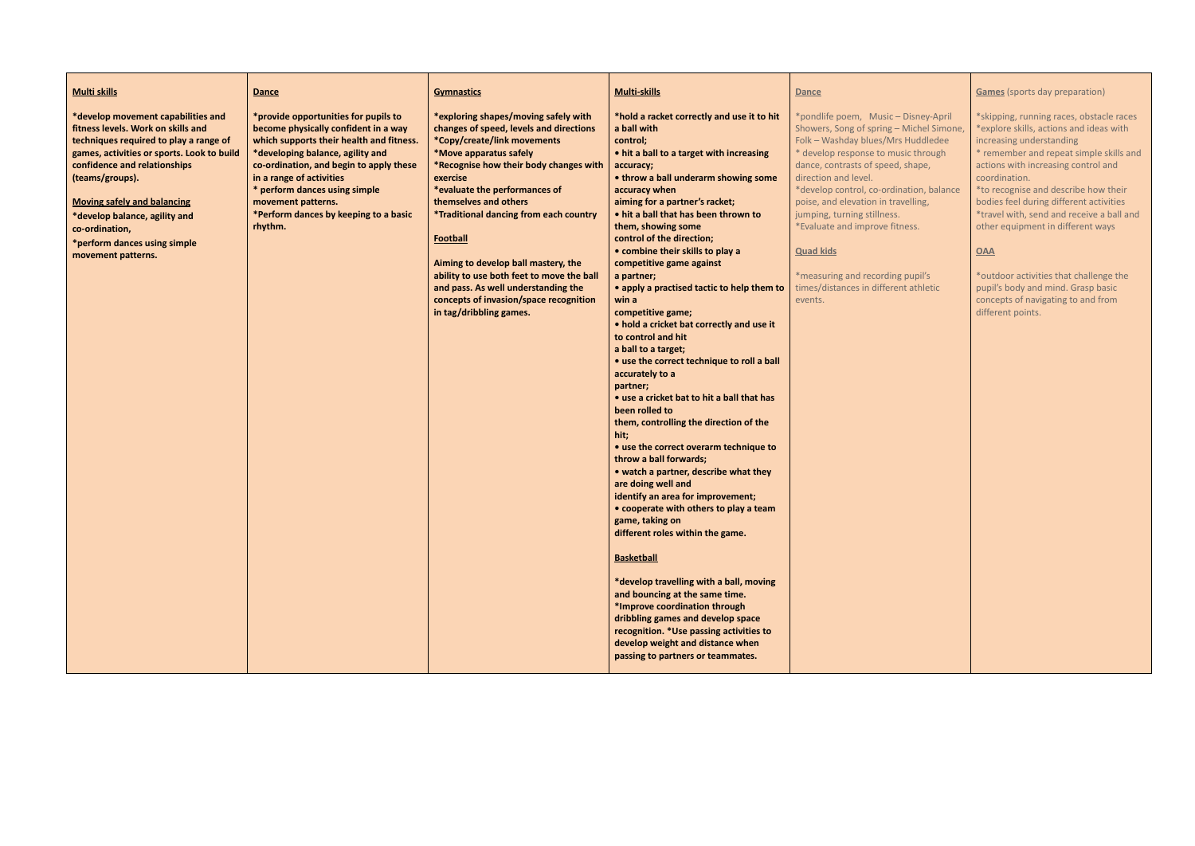| | | | | | |
|---|---|---|---|---|---|
| **Multi skills**<br><br>**\*develop movement capabilities and fitness levels. Work on skills and techniques required to play a range of games, activities or sports. Look to build confidence and relationships (teams/groups).**<br><br>**Moving safely and balancing**<br>**\*develop balance, agility and co-ordination,**<br>**\*perform dances using simple movement patterns.** | **Dance**<br><br>**\*provide opportunities for pupils to become physically confident in a way which supports their health and fitness.**<br>**\*developing balance, agility and co-ordination, and begin to apply these in a range of activities**<br>**\* perform dances using simple movement patterns.**<br>**\*Perform dances by keeping to a basic rhythm.** | **Gymnastics**<br><br>**\*exploring shapes/moving safely with changes of speed, levels and directions**<br>**\*Copy/create/link movements**<br>**\*Move apparatus safely**<br>**\*Recognise how their body changes with exercise**<br>**\*evaluate the performances of themselves and others**<br>**\*Traditional dancing from each country**<br><br>**Football**<br><br>**Aiming to develop ball mastery, the ability to use both feet to move the ball and pass. As well understanding the concepts of invasion/space recognition in tag/dribbling games.** | **Multi-skills**<br><br>**\*hold a racket correctly and use it to hit a ball with control;**<br>**• hit a ball to a target with increasing accuracy;**<br>**• throw a ball underarm showing some accuracy when aiming for a partner's racket;**<br>**• hit a ball that has been thrown to them, showing some control of the direction;**<br>**• combine their skills to play a competitive game against a partner;**<br>**• apply a practised tactic to help them to win a competitive game;**<br>**• hold a cricket bat correctly and use it to control and hit a ball to a target;**<br>**• use the correct technique to roll a ball accurately to a partner;**<br>**• use a cricket bat to hit a ball that has been rolled to them, controlling the direction of the hit;**<br>**• use the correct overarm technique to throw a ball forwards;**<br>**• watch a partner, describe what they are doing well and identify an area for improvement;**<br>**• cooperate with others to play a team game, taking on different roles within the game.**<br><br>**Basketball**<br><br>**\*develop travelling with a ball, moving and bouncing at the same time.**<br>**\*Improve coordination through dribbling games and develop space recognition. \*Use passing activities to develop weight and distance when passing to partners or teammates.** | **Dance**<br><br>\*pondlife poem, Music – Disney-April Showers, Song of spring – Michel Simone, Folk – Washday blues/Mrs Huddledee<br>\* develop response to music through dance, contrasts of speed, shape, direction and level.<br>\*develop control, co-ordination, balance poise, and elevation in travelling, jumping, turning stillness.<br>\*Evaluate and improve fitness.<br><br>**Quad kids**<br><br>\*measuring and recording pupil's times/distances in different athletic events. | **Games** (sports day preparation)<br><br>\*skipping, running races, obstacle races<br>\*explore skills, actions and ideas with increasing understanding<br>\* remember and repeat simple skills and actions with increasing control and coordination.<br>\*to recognise and describe how their bodies feel during different activities<br>\*travel with, send and receive a ball and other equipment in different ways<br><br>**OAA**<br><br>\*outdoor activities that challenge the pupil's body and mind. Grasp basic concepts of navigating to and from different points. |